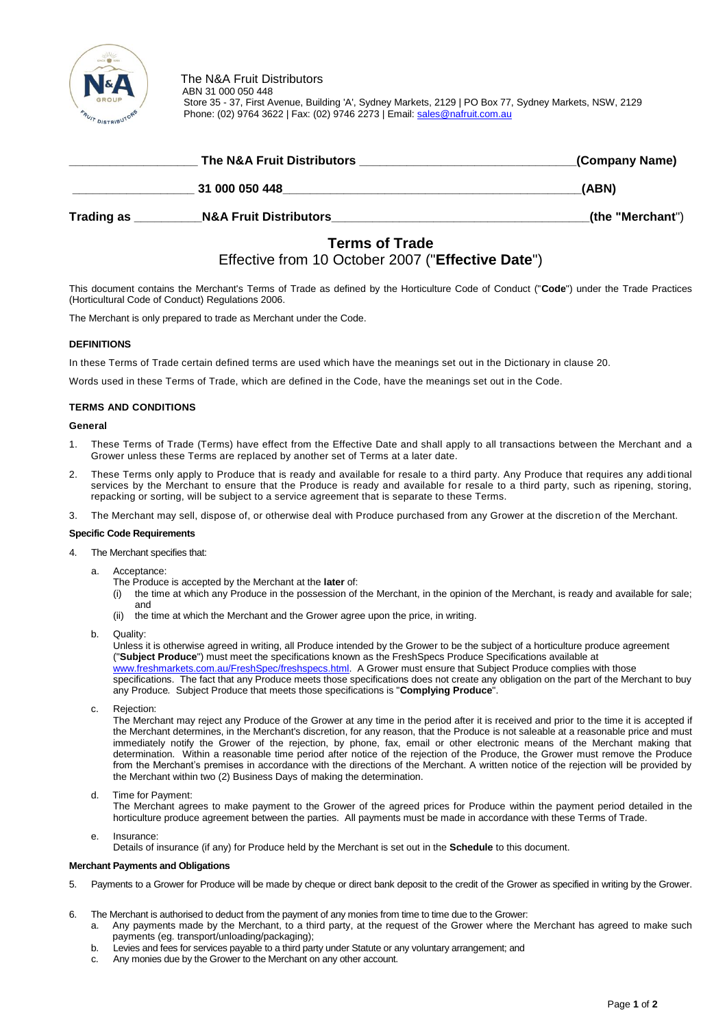The N&A Fruit Distributors
ABN 31 000 050 448
Store 35 - 37, First Avenue, Building 'A', Sydney Markets, 2129 | PO Box 77, Sydney Markets, NSW, 2129
Phone: (02) 9764 3622 | Fax: (02) 9746 2273 | Email: sales@nafruit.com.au

**The N&A Fruit Distributors** **(Company Name)**

**31 000 050 448** **(ABN)**

**Trading as** **N&A Fruit Distributors** **(the "Merchant")**

# Terms of Trade

Effective from 10 October 2007 ("**Effective Date**")

This document contains the Merchant's Terms of Trade as defined by the Horticulture Code of Conduct ("**Code**") under the Trade Practices (Horticultural Code of Conduct) Regulations 2006.

The Merchant is only prepared to trade as Merchant under the Code.

## DEFINITIONS

In these Terms of Trade certain defined terms are used which have the meanings set out in the Dictionary in clause 20.

Words used in these Terms of Trade, which are defined in the Code, have the meanings set out in the Code.

## TERMS AND CONDITIONS

### General

1. These Terms of Trade (Terms) have effect from the Effective Date and shall apply to all transactions between the Merchant and a Grower unless these Terms are replaced by another set of Terms at a later date.
2. These Terms only apply to Produce that is ready and available for resale to a third party. Any Produce that requires any additional services by the Merchant to ensure that the Produce is ready and available for resale to a third party, such as ripening, storing, repacking or sorting, will be subject to a service agreement that is separate to these Terms.
3. The Merchant may sell, dispose of, or otherwise deal with Produce purchased from any Grower at the discretion of the Merchant.

### Specific Code Requirements

4. The Merchant specifies that:
   a. Acceptance:
      The Produce is accepted by the Merchant at the **later** of:
      (i) the time at which any Produce in the possession of the Merchant, in the opinion of the Merchant, is ready and available for sale; and
      (ii) the time at which the Merchant and the Grower agree upon the price, in writing.
   b. Quality:
      Unless it is otherwise agreed in writing, all Produce intended by the Grower to be the subject of a horticulture produce agreement ("**Subject Produce**") must meet the specifications known as the FreshSpecs Produce Specifications available at www.freshmarkets.com.au/FreshSpec/freshspecs.html. A Grower must ensure that Subject Produce complies with those specifications. The fact that any Produce meets those specifications does not create any obligation on the part of the Merchant to buy any Produce. Subject Produce that meets those specifications is "**Complying Produce**".
   c. Rejection:
      The Merchant may reject any Produce of the Grower at any time in the period after it is received and prior to the time it is accepted if the Merchant determines, in the Merchant's discretion, for any reason, that the Produce is not saleable at a reasonable price and must immediately notify the Grower of the rejection, by phone, fax, email or other electronic means of the Merchant making that determination. Within a reasonable time period after notice of the rejection of the Produce, the Grower must remove the Produce from the Merchant's premises in accordance with the directions of the Merchant. A written notice of the rejection will be provided by the Merchant within two (2) Business Days of making the determination.
   d. Time for Payment:
      The Merchant agrees to make payment to the Grower of the agreed prices for Produce within the payment period detailed in the horticulture produce agreement between the parties. All payments must be made in accordance with these Terms of Trade.
   e. Insurance:
      Details of insurance (if any) for Produce held by the Merchant is set out in the **Schedule** to this document.

### Merchant Payments and Obligations

5. Payments to a Grower for Produce will be made by cheque or direct bank deposit to the credit of the Grower as specified in writing by the Grower.
6. The Merchant is authorised to deduct from the payment of any monies from time to time due to the Grower:
   a. Any payments made by the Merchant, to a third party, at the request of the Grower where the Merchant has agreed to make such payments (eg. transport/unloading/packaging);
   b. Levies and fees for services payable to a third party under Statute or any voluntary arrangement; and
   c. Any monies due by the Grower to the Merchant on any other account.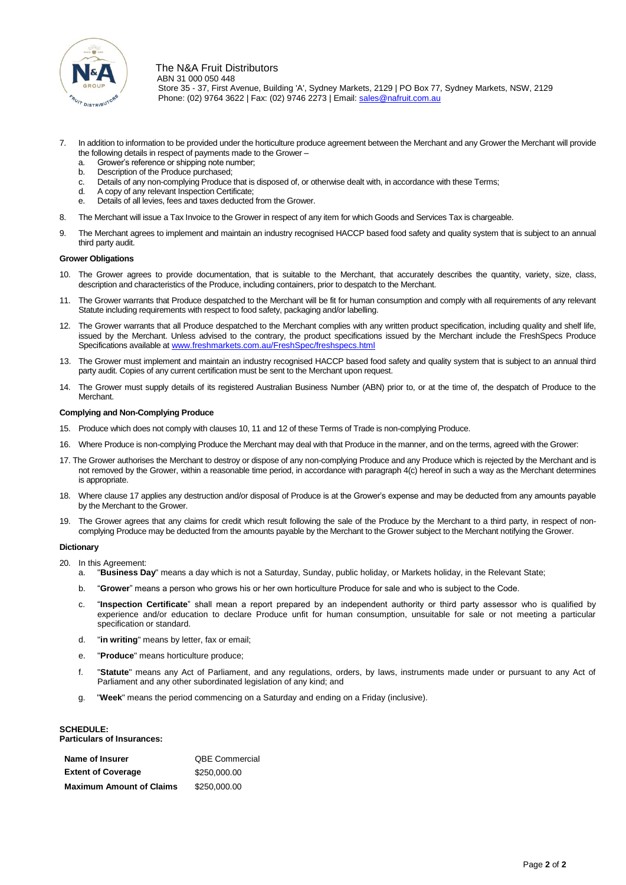The N&A Fruit Distributors
ABN 31 000 050 448
Store 35 - 37, First Avenue, Building 'A', Sydney Markets, 2129 | PO Box 77, Sydney Markets, NSW, 2129
Phone: (02) 9764 3622 | Fax: (02) 9746 2273 | Email: sales@nafruit.com.au

7. In addition to information to be provided under the horticulture produce agreement between the Merchant and any Grower the Merchant will provide the following details in respect of payments made to the Grower –
   a. Grower's reference or shipping note number;
   b. Description of the Produce purchased;
   c. Details of any non-complying Produce that is disposed of, or otherwise dealt with, in accordance with these Terms;
   d. A copy of any relevant Inspection Certificate;
   e. Details of all levies, fees and taxes deducted from the Grower.
8. The Merchant will issue a Tax Invoice to the Grower in respect of any item for which Goods and Services Tax is chargeable.
9. The Merchant agrees to implement and maintain an industry recognised HACCP based food safety and quality system that is subject to an annual third party audit.

**Grower Obligations**

10. The Grower agrees to provide documentation, that is suitable to the Merchant, that accurately describes the quantity, variety, size, class, description and characteristics of the Produce, including containers, prior to despatch to the Merchant.
11. The Grower warrants that Produce despatched to the Merchant will be fit for human consumption and comply with all requirements of any relevant Statute including requirements with respect to food safety, packaging and/or labelling.
12. The Grower warrants that all Produce despatched to the Merchant complies with any written product specification, including quality and shelf life, issued by the Merchant. Unless advised to the contrary, the product specifications issued by the Merchant include the FreshSpecs Produce Specifications available at www.freshmarkets.com.au/FreshSpec/freshspecs.html
13. The Grower must implement and maintain an industry recognised HACCP based food safety and quality system that is subject to an annual third party audit. Copies of any current certification must be sent to the Merchant upon request.
14. The Grower must supply details of its registered Australian Business Number (ABN) prior to, or at the time of, the despatch of Produce to the Merchant.

**Complying and Non-Complying Produce**

15. Produce which does not comply with clauses 10, 11 and 12 of these Terms of Trade is non-complying Produce.
16. Where Produce is non-complying Produce the Merchant may deal with that Produce in the manner, and on the terms, agreed with the Grower:
17. The Grower authorises the Merchant to destroy or dispose of any non-complying Produce and any Produce which is rejected by the Merchant and is not removed by the Grower, within a reasonable time period, in accordance with paragraph 4(c) hereof in such a way as the Merchant determines is appropriate.
18. Where clause 17 applies any destruction and/or disposal of Produce is at the Grower's expense and may be deducted from any amounts payable by the Merchant to the Grower.
19. The Grower agrees that any claims for credit which result following the sale of the Produce by the Merchant to a third party, in respect of non-complying Produce may be deducted from the amounts payable by the Merchant to the Grower subject to the Merchant notifying the Grower.

**Dictionary**

20. In this Agreement:
    a. "**Business Day**" means a day which is not a Saturday, Sunday, public holiday, or Markets holiday, in the Relevant State;
    b. "**Grower**" means a person who grows his or her own horticulture Produce for sale and who is subject to the Code.
    c. "**Inspection Certificate**" shall mean a report prepared by an independent authority or third party assessor who is qualified by experience and/or education to declare Produce unfit for human consumption, unsuitable for sale or not meeting a particular specification or standard.
    d. "**in writing**" means by letter, fax or email;
    e. "**Produce**" means horticulture produce;
    f. "**Statute**" means any Act of Parliament, and any regulations, orders, by laws, instruments made under or pursuant to any Act of Parliament and any other subordinated legislation of any kind; and
    g. "**Week**" means the period commencing on a Saturday and ending on a Friday (inclusive).

**SCHEDULE:**
**Particulars of Insurances:**

| | |
|---|---|
| **Name of Insurer** | QBE Commercial |
| **Extent of Coverage** | $250,000.00 |
| **Maximum Amount of Claims** | $250,000.00 |